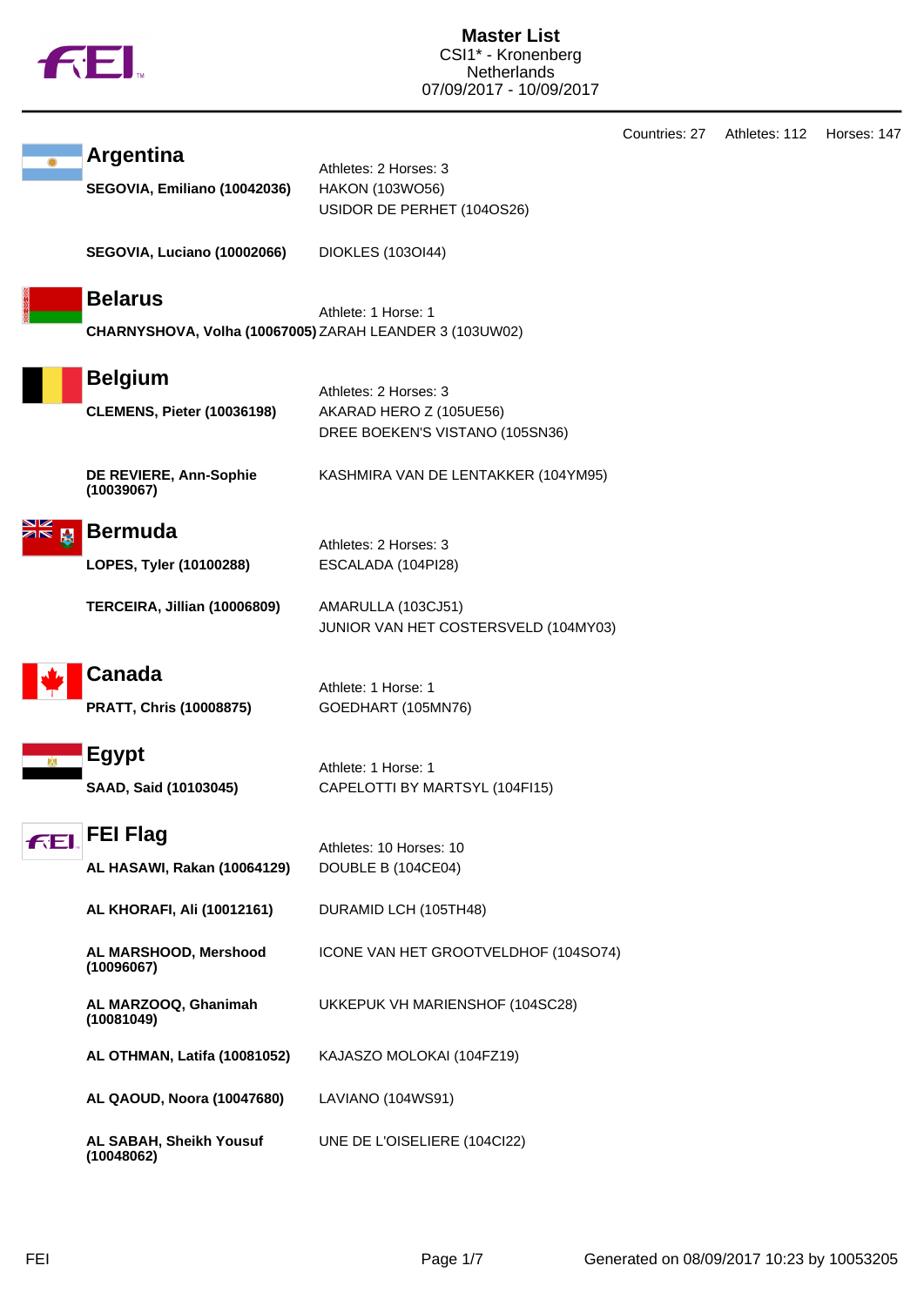# Master List

CSI1* - Kronenberg
Netherlands
07/09/2017 - 10/09/2017

Countries: 27 Athletes: 112 Horses: 147

## Argentina

Athletes: 2 Horses: 3

| Athlete | Horse(s) |
|---|---|
| **SEGOVIA, Emiliano (10042036)** | HAKON (103WO56)<br>USIDOR DE PERHET (104OS26) |
| **SEGOVIA, Luciano (10002066)** | DIOKLES (103OI44) |

## Belarus

Athlete: 1 Horse: 1

| Athlete | Horse(s) |
|---|---|
| **CHARNYSHOVA, Volha (10067005)** | ZARAH LEANDER 3 (103UW02) |

## Belgium

Athletes: 2 Horses: 3

| Athlete | Horse(s) |
|---|---|
| **CLEMENS, Pieter (10036198)** | AKARAD HERO Z (105UE56)<br>DREE BOEKEN'S VISTANO (105SN36) |
| **DE REVIERE, Ann-Sophie (10039067)** | KASHMIRA VAN DE LENTAKKER (104YM95) |

## Bermuda

Athletes: 2 Horses: 3

| Athlete | Horse(s) |
|---|---|
| **LOPES, Tyler (10100288)** | ESCALADA (104PI28) |
| **TERCEIRA, Jillian (10006809)** | AMARULLA (103CJ51)<br>JUNIOR VAN HET COSTERSVELD (104MY03) |

## Canada

Athlete: 1 Horse: 1

| Athlete | Horse(s) |
|---|---|
| **PRATT, Chris (10008875)** | GOEDHART (105MN76) |

## Egypt

Athlete: 1 Horse: 1

| Athlete | Horse(s) |
|---|---|
| **SAAD, Said (10103045)** | CAPELOTTI BY MARTSYL (104FI15) |

## FEI Flag

Athletes: 10 Horses: 10

| Athlete | Horse(s) |
|---|---|
| **AL HASAWI, Rakan (10064129)** | DOUBLE B (104CE04) |
| **AL KHORAFI, Ali (10012161)** | DURAMID LCH (105TH48) |
| **AL MARSHOOD, Mershood (10096067)** | ICONE VAN HET GROOTVELDHOF (104SO74) |
| **AL MARZOOQ, Ghanimah (10081049)** | UKKEPUK VH MARIENSHOF (104SC28) |
| **AL OTHMAN, Latifa (10081052)** | KAJASZO MOLOKAI (104FZ19) |
| **AL QAOUD, Noora (10047680)** | LAVIANO (104WS91) |
| **AL SABAH, Sheikh Yousuf (10048062)** | UNE DE L'OISELIERE (104CI22) |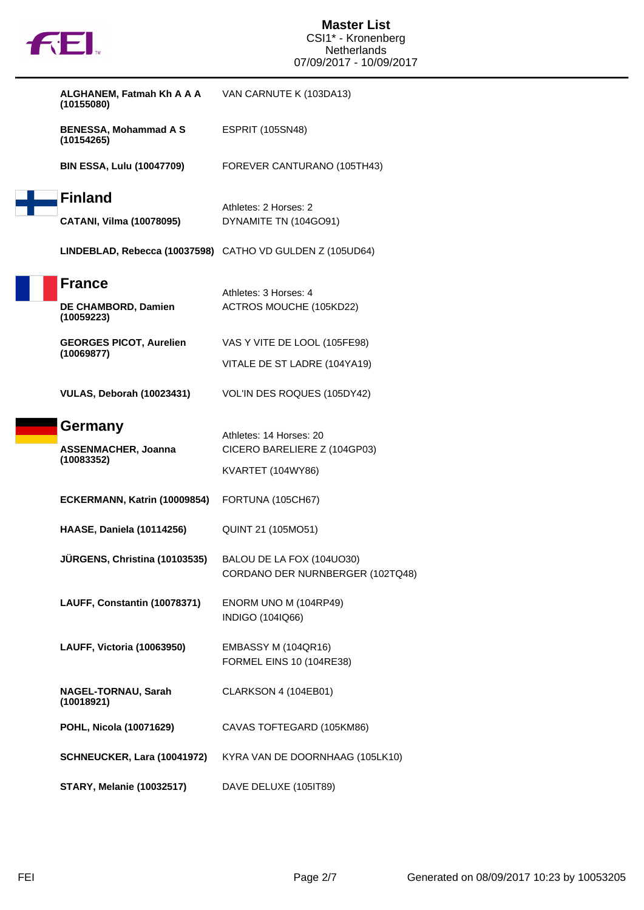**ALGHANEM, Fatmah Kh A A A (10155080)** VAN CARNUTE K (103DA13)

**BENESSA, Mohammad A S (10154265)** ESPRIT (105SN48)

**BIN ESSA, Lulu (10047709)** FOREVER CANTURANO (105TH43)

## Finland

Athletes: 2 Horses: 2

| Athlete | Horse |
| --- | --- |
| **CATANI, Vilma (10078095)** | DYNAMITE TN (104GO91) |
| **LINDEBLAD, Rebecca (10037598)** | CATHO VD GULDEN Z (105UD64) |

## France

Athletes: 3 Horses: 4

| Athlete | Horse |
| --- | --- |
| **DE CHAMBORD, Damien (10059223)** | ACTROS MOUCHE (105KD22) |
| **GEORGES PICOT, Aurelien (10069877)** | VAS Y VITE DE LOOL (105FE98) |
| | VITALE DE ST LADRE (104YA19) |
| **VULAS, Deborah (10023431)** | VOL'IN DES ROQUES (105DY42) |

## Germany

Athletes: 14 Horses: 20

| Athlete | Horse |
| --- | --- |
| **ASSENMACHER, Joanna (10083352)** | CICERO BARELIERE Z (104GP03) |
| | KVARTET (104WY86) |
| **ECKERMANN, Katrin (10009854)** | FORTUNA (105CH67) |
| **HAASE, Daniela (10114256)** | QUINT 21 (105MO51) |
| **JÜRGENS, Christina (10103535)** | BALOU DE LA FOX (104UO30) |
| | CORDANO DER NURNBERGER (102TQ48) |
| **LAUFF, Constantin (10078371)** | ENORM UNO M (104RP49) |
| | INDIGO (104IQ66) |
| **LAUFF, Victoria (10063950)** | EMBASSY M (104QR16) |
| | FORMEL EINS 10 (104RE38) |
| **NAGEL-TORNAU, Sarah (10018921)** | CLARKSON 4 (104EB01) |
| **POHL, Nicola (10071629)** | CAVAS TOFTEGARD (105KM86) |
| **SCHNEUCKER, Lara (10041972)** | KYRA VAN DE DOORNHAAG (105LK10) |
| **STARY, Melanie (10032517)** | DAVE DELUXE (105IT89) |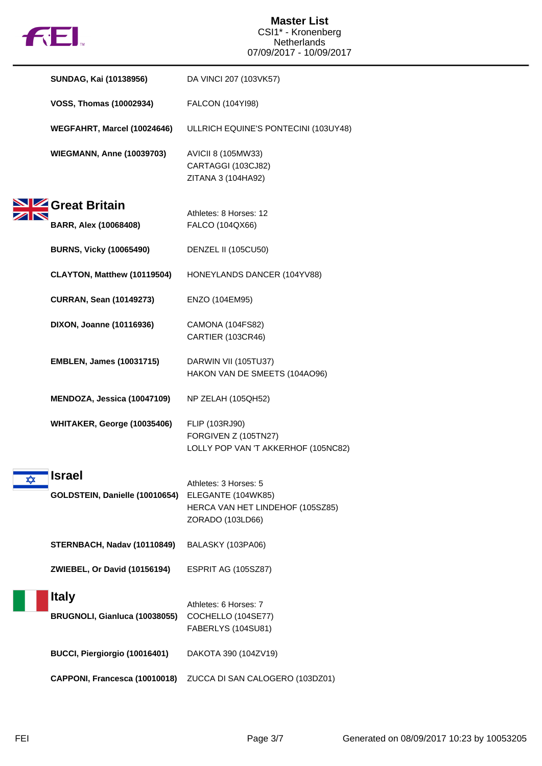# Master List
CSI1* - Kronenberg
Netherlands
07/09/2017 - 10/09/2017

| | |
|---|---|
| **SUNDAG, Kai (10138956)** | DA VINCI 207 (103VK57) |
| **VOSS, Thomas (10002934)** | FALCON (104YI98) |
| **WEGFAHRT, Marcel (10024646)** | ULLRICH EQUINE'S PONTECINI (103UY48) |
| **WIEGMANN, Anne (10039703)** | AVICII 8 (105MW33)<br>CARTAGGI (103CJ82)<br>ZITANA 3 (104HA92) |

## Great Britain

Athletes: 8 Horses: 12

| | |
|---|---|
| **BARR, Alex (10068408)** | FALCO (104QX66) |
| **BURNS, Vicky (10065490)** | DENZEL II (105CU50) |
| **CLAYTON, Matthew (10119504)** | HONEYLANDS DANCER (104YV88) |
| **CURRAN, Sean (10149273)** | ENZO (104EM95) |
| **DIXON, Joanne (10116936)** | CAMONA (104FS82)<br>CARTIER (103CR46) |
| **EMBLEN, James (10031715)** | DARWIN VII (105TU37)<br>HAKON VAN DE SMEETS (104AO96) |
| **MENDOZA, Jessica (10047109)** | NP ZELAH (105QH52) |
| **WHITAKER, George (10035406)** | FLIP (103RJ90)<br>FORGIVEN Z (105TN27)<br>LOLLY POP VAN 'T AKKERHOF (105NC82) |

## Israel

Athletes: 3 Horses: 5

| | |
|---|---|
| **GOLDSTEIN, Danielle (10010654)** | ELEGANTE (104WK85)<br>HERCA VAN HET LINDEHOF (105SZ85)<br>ZORADO (103LD66) |
| **STERNBACH, Nadav (10110849)** | BALASKY (103PA06) |
| **ZWIEBEL, Or David (10156194)** | ESPRIT AG (105SZ87) |

## Italy

Athletes: 6 Horses: 7

| | |
|---|---|
| **BRUGNOLI, Gianluca (10038055)** | COCHELLO (104SE77)<br>FABERLYS (104SU81) |
| **BUCCI, Piergiorgio (10016401)** | DAKOTA 390 (104ZV19) |
| **CAPPONI, Francesca (10010018)** | ZUCCA DI SAN CALOGERO (103DZ01) |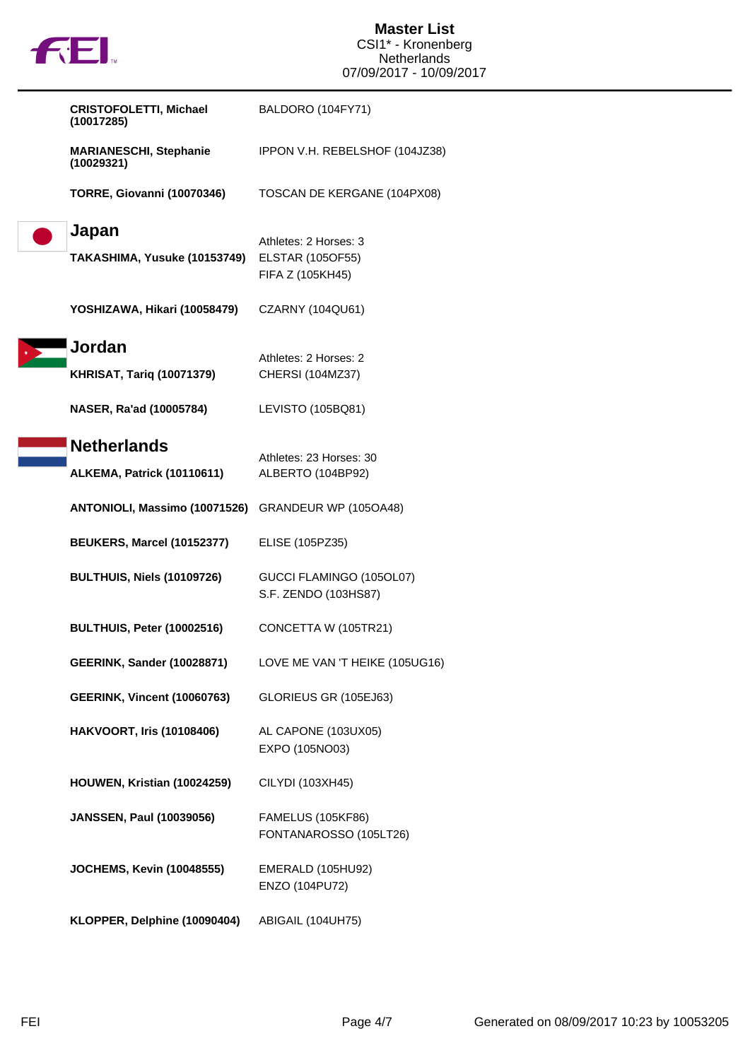# Master List

CSI1* - Kronenberg
Netherlands
07/09/2017 - 10/09/2017

| Athlete | Horse |
| --- | --- |
| **CRISTOFOLETTI, Michael (10017285)** | BALDORO (104FY71) |
| **MARIANESCHI, Stephanie (10029321)** | IPPON V.H. REBELSHOF (104JZ38) |
| **TORRE, Giovanni (10070346)** | TOSCAN DE KERGANE (104PX08) |

## Japan

Athletes: 2 Horses: 3

| Athlete | Horse |
| --- | --- |
| **TAKASHIMA, Yusuke (10153749)** | ELSTAR (105OF55)<br>FIFA Z (105KH45) |
| **YOSHIZAWA, Hikari (10058479)** | CZARNY (104QU61) |

## Jordan

Athletes: 2 Horses: 2

| Athlete | Horse |
| --- | --- |
| **KHRISAT, Tariq (10071379)** | CHERSI (104MZ37) |
| **NASER, Ra'ad (10005784)** | LEVISTO (105BQ81) |

## Netherlands

Athletes: 23 Horses: 30

| Athlete | Horse |
| --- | --- |
| **ALKEMA, Patrick (10110611)** | ALBERTO (104BP92) |
| **ANTONIOLI, Massimo (10071526)** | GRANDEUR WP (105OA48) |
| **BEUKERS, Marcel (10152377)** | ELISE (105PZ35) |
| **BULTHUIS, Niels (10109726)** | GUCCI FLAMINGO (105OL07)<br>S.F. ZENDO (103HS87) |
| **BULTHUIS, Peter (10002516)** | CONCETTA W (105TR21) |
| **GEERINK, Sander (10028871)** | LOVE ME VAN 'T HEIKE (105UG16) |
| **GEERINK, Vincent (10060763)** | GLORIEUS GR (105EJ63) |
| **HAKVOORT, Iris (10108406)** | AL CAPONE (103UX05)<br>EXPO (105NO03) |
| **HOUWEN, Kristian (10024259)** | CILYDI (103XH45) |
| **JANSSEN, Paul (10039056)** | FAMELUS (105KF86)<br>FONTANAROSSO (105LT26) |
| **JOCHEMS, Kevin (10048555)** | EMERALD (105HU92)<br>ENZO (104PU72) |
| **KLOPPER, Delphine (10090404)** | ABIGAIL (104UH75) |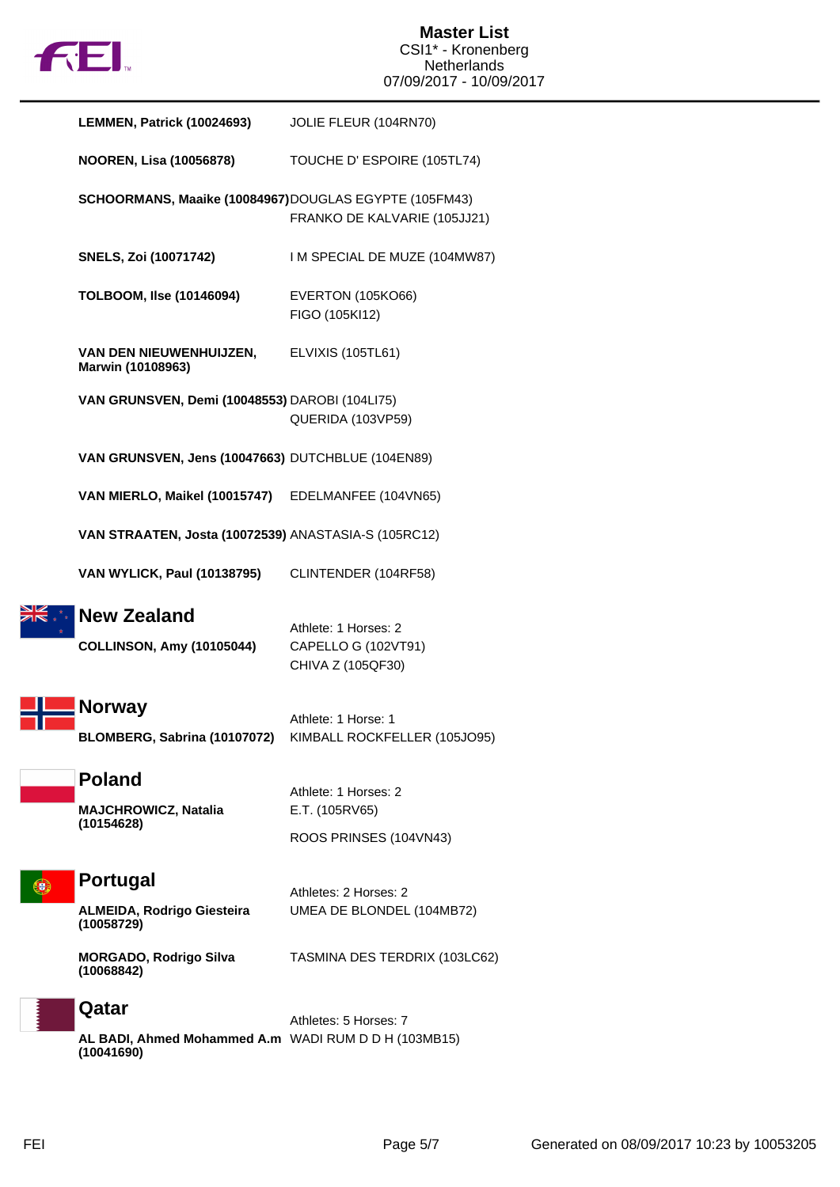| Athlete | Horse(s) |
|---|---|
| **LEMMEN, Patrick (10024693)** | JOLIE FLEUR (104RN70) |
| **NOOREN, Lisa (10056878)** | TOUCHE D' ESPOIRE (105TL74) |
| **SCHOORMANS, Maaike (10084967)** | DOUGLAS EGYPTE (105FM43)<br>FRANKO DE KALVARIE (105JJ21) |
| **SNELS, Zoi (10071742)** | I M SPECIAL DE MUZE (104MW87) |
| **TOLBOOM, Ilse (10146094)** | EVERTON (105KO66)<br>FIGO (105KI12) |
| **VAN DEN NIEUWENHUIJZEN, Marwin (10108963)** | ELVIXIS (105TL61) |
| **VAN GRUNSVEN, Demi (10048553)** | DAROBI (104LI75)<br>QUERIDA (103VP59) |
| **VAN GRUNSVEN, Jens (10047663)** | DUTCHBLUE (104EN89) |
| **VAN MIERLO, Maikel (10015747)** | EDELMANFEE (104VN65) |
| **VAN STRAATEN, Josta (10072539)** | ANASTASIA-S (105RC12) |
| **VAN WYLICK, Paul (10138795)** | CLINTENDER (104RF58) |

## New Zealand

Athlete: 1 Horses: 2

| Athlete | Horse(s) |
|---|---|
| **COLLINSON, Amy (10105044)** | CAPELLO G (102VT91)<br>CHIVA Z (105QF30) |

## Norway

Athlete: 1 Horse: 1

| Athlete | Horse(s) |
|---|---|
| **BLOMBERG, Sabrina (10107072)** | KIMBALL ROCKFELLER (105JO95) |

## Poland

Athlete: 1 Horses: 2

| Athlete | Horse(s) |
|---|---|
| **MAJCHROWICZ, Natalia (10154628)** | E.T. (105RV65)<br>ROOS PRINSES (104VN43) |

## Portugal

Athletes: 2 Horses: 2

| Athlete | Horse(s) |
|---|---|
| **ALMEIDA, Rodrigo Giesteira (10058729)** | UMEA DE BLONDEL (104MB72) |
| **MORGADO, Rodrigo Silva (10068842)** | TASMINA DES TERDRIX (103LC62) |

## Qatar

Athletes: 5 Horses: 7

| Athlete | Horse(s) |
|---|---|
| **AL BADI, Ahmed Mohammed A.m (10041690)** | WADI RUM D D H (103MB15) |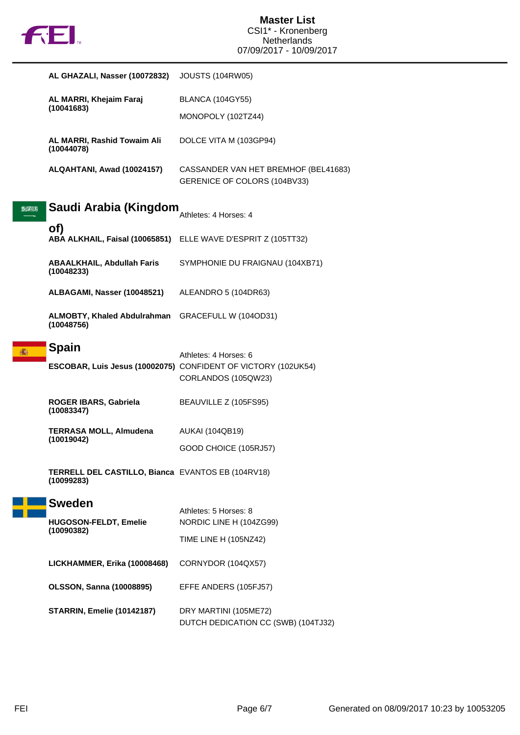# Master List
CSI1* - Kronenberg
Netherlands
07/09/2017 - 10/09/2017

| Athlete | Horse |
|---|---|
| **AL GHAZALI, Nasser (10072832)** | JOUSTS (104RW05) |
| **AL MARRI, Khejaim Faraj (10041683)** | BLANCA (104GY55) |
| | MONOPOLY (102TZ44) |
| **AL MARRI, Rashid Towaim Ali (10044078)** | DOLCE VITA M (103GP94) |
| **ALQAHTANI, Awad (10024157)** | CASSANDER VAN HET BREMHOF (BEL41683) |
| | GERENICE OF COLORS (104BV33) |

## Saudi Arabia (Kingdom of)

Athletes: 4 Horses: 4

| Athlete | Horse |
|---|---|
| **ABA ALKHAIL, Faisal (10065851)** | ELLE WAVE D'ESPRIT Z (105TT32) |
| **ABAALKHAIL, Abdullah Faris (10048233)** | SYMPHONIE DU FRAIGNAU (104XB71) |
| **ALBAGAMI, Nasser (10048521)** | ALEANDRO 5 (104DR63) |
| **ALMOBTY, Khaled Abdulrahman (10048756)** | GRACEFULL W (104OD31) |

## Spain

Athletes: 4 Horses: 6

| Athlete | Horse |
|---|---|
| **ESCOBAR, Luis Jesus (10002075)** | CONFIDENT OF VICTORY (102UK54) |
| | CORLANDOS (105QW23) |
| **ROGER IBARS, Gabriela (10083347)** | BEAUVILLE Z (105FS95) |
| **TERRASA MOLL, Almudena (10019042)** | AUKAI (104QB19) |
| | GOOD CHOICE (105RJ57) |
| **TERRELL DEL CASTILLO, Bianca (10099283)** | EVANTOS EB (104RV18) |

## Sweden

Athletes: 5 Horses: 8

| Athlete | Horse |
|---|---|
| **HUGOSON-FELDT, Emelie (10090382)** | NORDIC LINE H (104ZG99) |
| | TIME LINE H (105NZ42) |
| **LICKHAMMER, Erika (10008468)** | CORNYDOR (104QX57) |
| **OLSSON, Sanna (10008895)** | EFFE ANDERS (105FJ57) |
| **STARRIN, Emelie (10142187)** | DRY MARTINI (105ME72) |
| | DUTCH DEDICATION CC (SWB) (104TJ32) |

Generated on 08/09/2017 10:23 by 10053205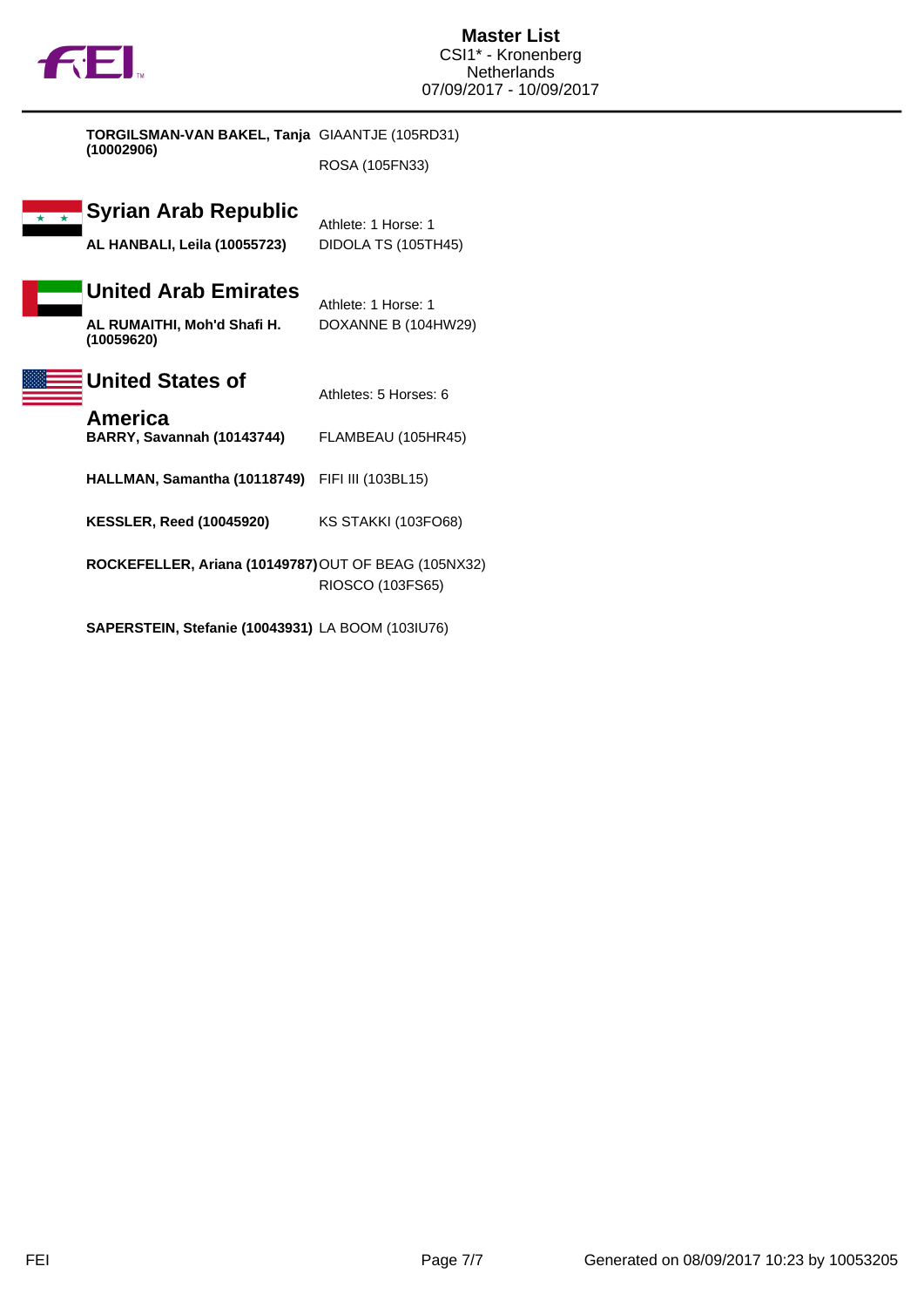| | |
|---|---|
| **TORGILSMAN-VAN BAKEL, Tanja (10002906)** | GIAANTJE (105RD31) |
| | ROSA (105FN33) |

## Syrian Arab Republic

Athlete: 1 Horse: 1

| | |
|---|---|
| **AL HANBALI, Leila (10055723)** | DIDOLA TS (105TH45) |

## United Arab Emirates

Athlete: 1 Horse: 1

| | |
|---|---|
| **AL RUMAITHI, Moh'd Shafi H. (10059620)** | DOXANNE B (104HW29) |

## United States of America

Athletes: 5 Horses: 6

| | |
|---|---|
| **BARRY, Savannah (10143744)** | FLAMBEAU (105HR45) |
| **HALLMAN, Samantha (10118749)** | FIFI III (103BL15) |
| **KESSLER, Reed (10045920)** | KS STAKKI (103FO68) |
| **ROCKEFELLER, Ariana (10149787)** | OUT OF BEAG (105NX32) |
| | RIOSCO (103FS65) |
| **SAPERSTEIN, Stefanie (10043931)** | LA BOOM (103IU76) |